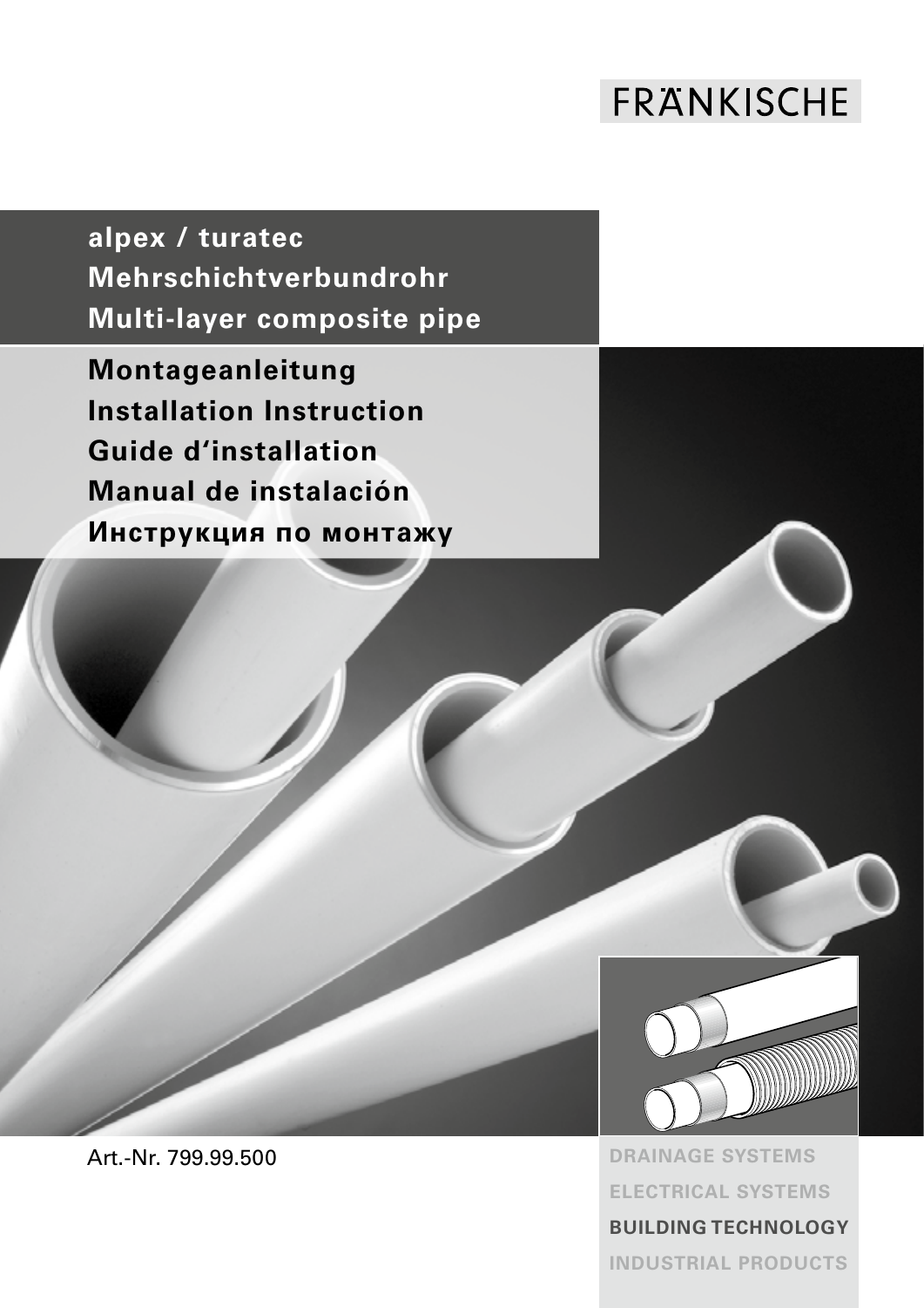FRÄNKISCHE

# alpex / turatec
# Mehrschichtverbundrohr
# Multi-layer composite pipe

## Montageanleitung
## Installation Instruction
## Guide d'installation
## Manual de instalación
## Инструкция по монтажу

Art.-Nr. 799.99.500

DRAINAGE SYSTEMS

ELECTRICAL SYSTEMS

**BUILDING TECHNOLOGY**

INDUSTRIAL PRODUCTS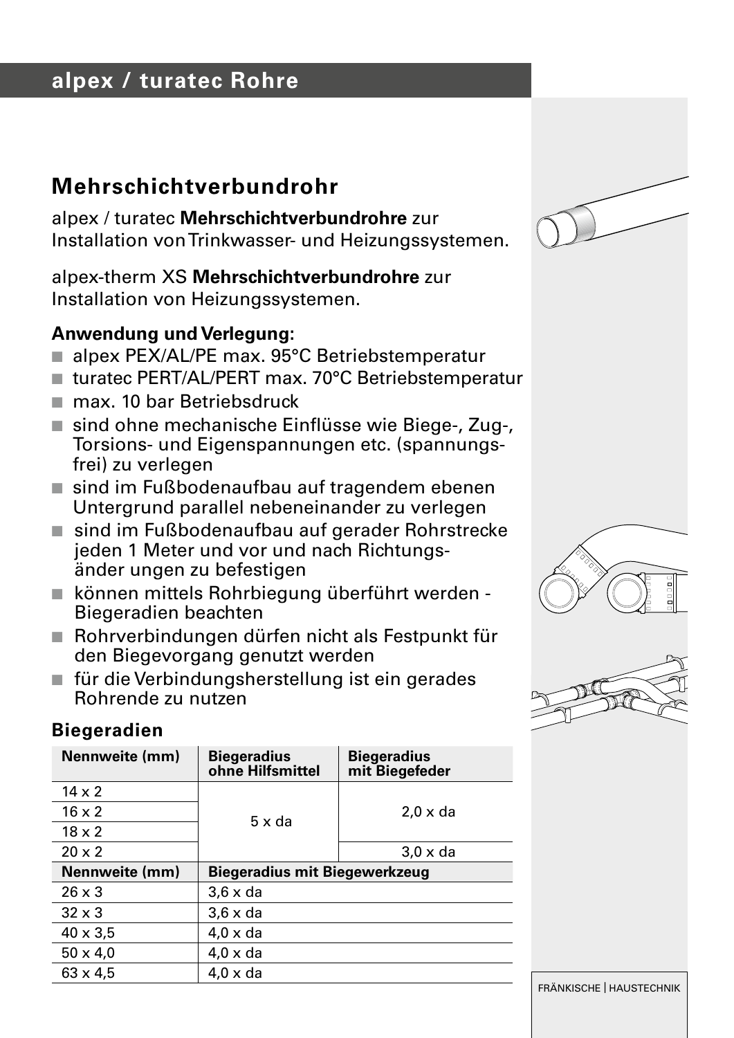# alpex / turatec Rohre

## Mehrschichtverbundrohr

alpex / turatec **Mehrschichtverbundrohre** zur Installation von Trinkwasser- und Heizungssystemen.

alpex-therm XS **Mehrschichtverbundrohre** zur Installation von Heizungssystemen.

**Anwendung und Verlegung:**

- alpex PEX/AL/PE max. 95°C Betriebstemperatur
- turatec PERT/AL/PERT max. 70°C Betriebstemperatur
- max. 10 bar Betriebsdruck
- sind ohne mechanische Einflüsse wie Biege-, Zug-, Torsions- und Eigenspannungen etc. (spannungsfrei) zu verlegen
- sind im Fußbodenaufbau auf tragendem ebenen Untergrund parallel nebeneinander zu verlegen
- sind im Fußbodenaufbau auf gerader Rohrstrecke jeden 1 Meter und vor und nach Richtungsänder ungen zu befestigen
- können mittels Rohrbiegung überführt werden - Biegeradien beachten
- Rohrverbindungen dürfen nicht als Festpunkt für den Biegevorgang genutzt werden
- für die Verbindungsherstellung ist ein gerades Rohrende zu nutzen

### Biegeradien

| Nennweite (mm) | Biegeradius ohne Hilfsmittel | Biegeradius mit Biegefeder |
|---|---|---|
| 14 x 2 | 5 x da | 2,0 x da |
| 16 x 2 | 5 x da | 2,0 x da |
| 18 x 2 | 5 x da | 2,0 x da |
| 20 x 2 | 5 x da | 3,0 x da |
| **Nennweite (mm)** | **Biegeradius mit Biegewerkzeug** | |
| 26 x 3 | 3,6 x da | |
| 32 x 3 | 3,6 x da | |
| 40 x 3,5 | 4,0 x da | |
| 50 x 4,0 | 4,0 x da | |
| 63 x 4,5 | 4,0 x da | |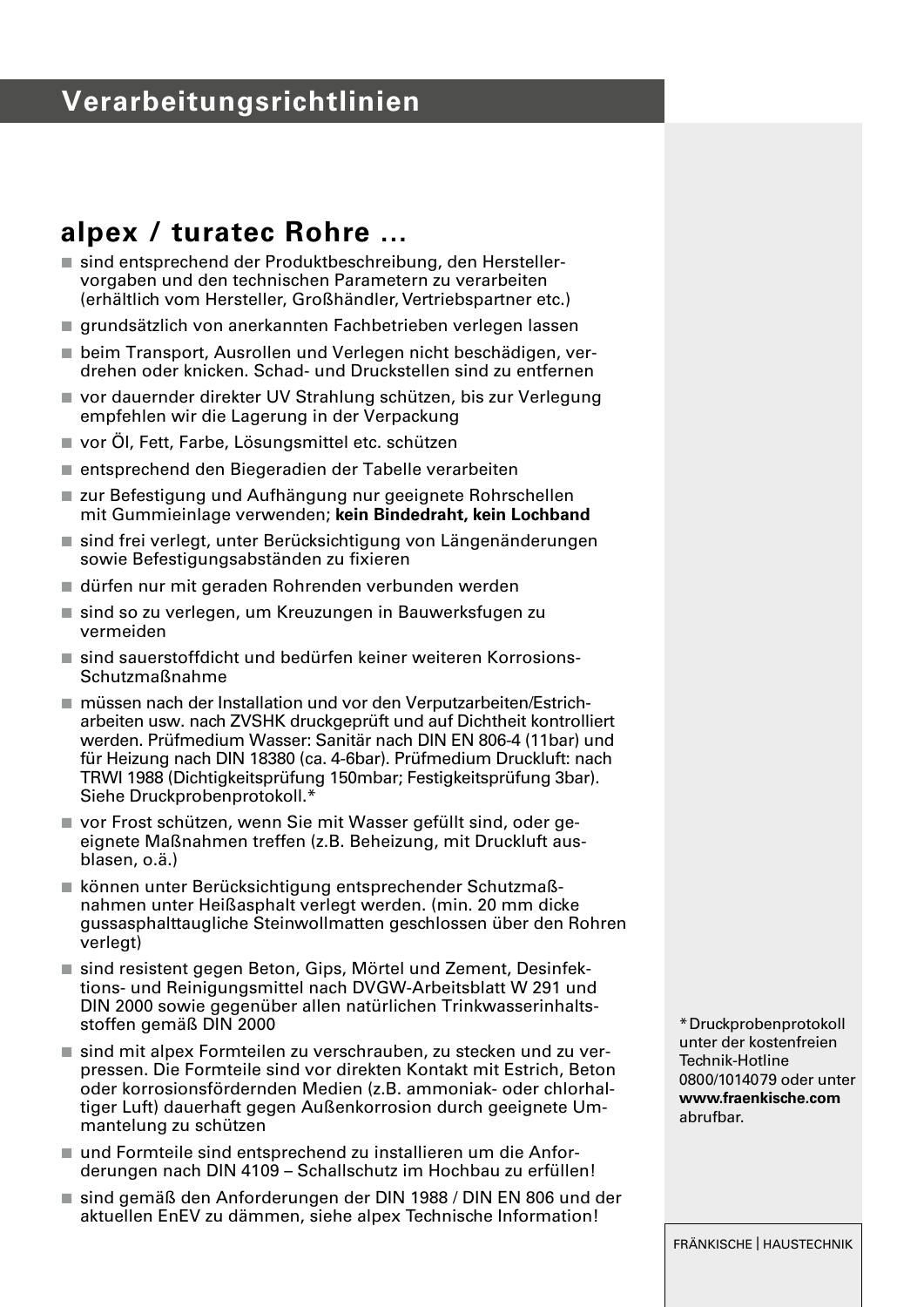# Verarbeitungsrichtlinien

## alpex / turatec Rohre ...

- sind entsprechend der Produktbeschreibung, den Herstellervorgaben und den technischen Parametern zu verarbeiten (erhältlich vom Hersteller, Großhändler, Vertriebspartner etc.)
- grundsätzlich von anerkannten Fachbetrieben verlegen lassen
- beim Transport, Ausrollen und Verlegen nicht beschädigen, verdrehen oder knicken. Schad- und Druckstellen sind zu entfernen
- vor dauernder direkter UV Strahlung schützen, bis zur Verlegung empfehlen wir die Lagerung in der Verpackung
- vor Öl, Fett, Farbe, Lösungsmittel etc. schützen
- entsprechend den Biegeradien der Tabelle verarbeiten
- zur Befestigung und Aufhängung nur geeignete Rohrschellen mit Gummieinlage verwenden; **kein Bindedraht, kein Lochband**
- sind frei verlegt, unter Berücksichtigung von Längenänderungen sowie Befestigungsabständen zu fixieren
- dürfen nur mit geraden Rohrenden verbunden werden
- sind so zu verlegen, um Kreuzungen in Bauwerksfugen zu vermeiden
- sind sauerstoffdicht und bedürfen keiner weiteren Korrosions-Schutzmaßnahme
- müssen nach der Installation und vor den Verputzarbeiten/Estricharbeiten usw. nach ZVSHK druckgeprüft und auf Dichtheit kontrolliert werden. Prüfmedium Wasser: Sanitär nach DIN EN 806-4 (11bar) und für Heizung nach DIN 18380 (ca. 4-6bar). Prüfmedium Druckluft: nach TRWI 1988 (Dichtigkeitsprüfung 150mbar; Festigkeitsprüfung 3bar). Siehe Druckprobenprotokoll.*
- vor Frost schützen, wenn Sie mit Wasser gefüllt sind, oder geeignete Maßnahmen treffen (z.B. Beheizung, mit Druckluft ausblasen, o.ä.)
- können unter Berücksichtigung entsprechender Schutzmaßnahmen unter Heißasphalt verlegt werden. (min. 20 mm dicke gussasphalttaugliche Steinwollmatten geschlossen über den Rohren verlegt)
- sind resistent gegen Beton, Gips, Mörtel und Zement, Desinfektions- und Reinigungsmittel nach DVGW-Arbeitsblatt W 291 und DIN 2000 sowie gegenüber allen natürlichen Trinkwasserinhaltsstoffen gemäß DIN 2000
- sind mit alpex Formteilen zu verschrauben, zu stecken und zu verpressen. Die Formteile sind vor direkten Kontakt mit Estrich, Beton oder korrosionsfördernden Medien (z.B. ammoniak- oder chlorhaltiger Luft) dauerhaft gegen Außenkorrosion durch geeignete Ummantelung zu schützen
- und Formteile sind entsprechend zu installieren um die Anforderungen nach DIN 4109 – Schallschutz im Hochbau zu erfüllen!
- sind gemäß den Anforderungen der DIN 1988 / DIN EN 806 und der aktuellen EnEV zu dämmen, siehe alpex Technische Information!

*Druckprobenprotokoll unter der kostenfreien Technik-Hotline 0800/1014079 oder unter **www.fraenkische.com** abrufbar.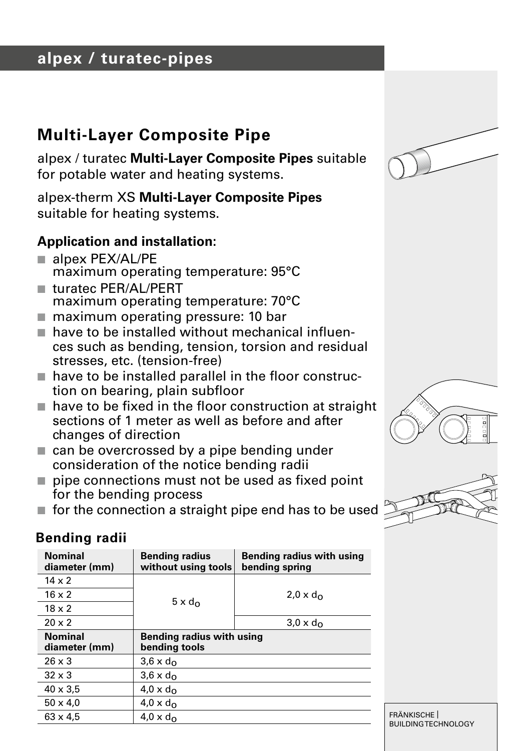## alpex / turatec-pipes

# Multi-Layer Composite Pipe

alpex / turatec **Multi-Layer Composite Pipes** suitable for potable water and heating systems.

alpex-therm XS **Multi-Layer Composite Pipes** suitable for heating systems.

### Application and installation:

- alpex PEX/AL/PE
  maximum operating temperature: 95°C
- turatec PER/AL/PERT
  maximum operating temperature: 70°C
- maximum operating pressure: 10 bar
- have to be installed without mechanical influences such as bending, tension, torsion and residual stresses, etc. (tension-free)
- have to be installed parallel in the floor construction on bearing, plain subfloor
- have to be fixed in the floor construction at straight sections of 1 meter as well as before and after changes of direction
- can be overcrossed by a pipe bending under consideration of the notice bending radii
- pipe connections must not be used as fixed point for the bending process
- for the connection a straight pipe end has to be used

### Bending radii

| Nominal diameter (mm) | Bending radius without using tools | Bending radius with using bending spring |
|---|---|---|
| 14 x 2 | $5 \times d_o$ | $2{,}0 \times d_o$ |
| 16 x 2 | | |
| 18 x 2 | | |
| 20 x 2 | | $3{,}0 \times d_o$ |
| **Nominal diameter (mm)** | **Bending radius with using bending tools** | |
| 26 x 3 | $3{,}6 \times d_o$ | |
| 32 x 3 | $3{,}6 \times d_o$ | |
| 40 x 3,5 | $4{,}0 \times d_o$ | |
| 50 x 4,0 | $4{,}0 \times d_o$ | |
| 63 x 4,5 | $4{,}0 \times d_o$ | |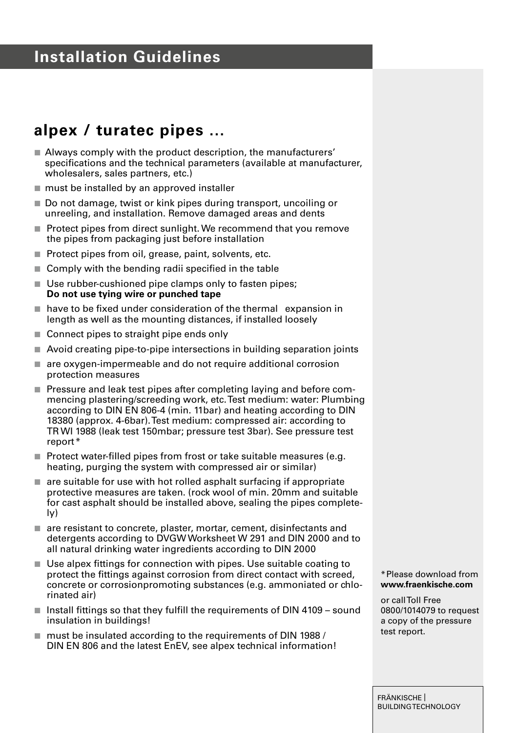# Installation Guidelines

## alpex / turatec pipes ...

- Always comply with the product description, the manufacturers' specifications and the technical parameters (available at manufacturer, wholesalers, sales partners, etc.)
- must be installed by an approved installer
- Do not damage, twist or kink pipes during transport, uncoiling or unreeling, and installation. Remove damaged areas and dents
- Protect pipes from direct sunlight. We recommend that you remove the pipes from packaging just before installation
- Protect pipes from oil, grease, paint, solvents, etc.
- Comply with the bending radii specified in the table
- Use rubber-cushioned pipe clamps only to fasten pipes; **Do not use tying wire or punched tape**
- have to be fixed under consideration of the thermal expansion in length as well as the mounting distances, if installed loosely
- Connect pipes to straight pipe ends only
- Avoid creating pipe-to-pipe intersections in building separation joints
- are oxygen-impermeable and do not require additional corrosion protection measures
- Pressure and leak test pipes after completing laying and before commencing plastering/screeding work, etc. Test medium: water: Plumbing according to DIN EN 806-4 (min. 11bar) and heating according to DIN 18380 (approx. 4-6bar). Test medium: compressed air: according to TR WI 1988 (leak test 150mbar; pressure test 3bar). See pressure test report*
- Protect water-filled pipes from frost or take suitable measures (e.g. heating, purging the system with compressed air or similar)
- are suitable for use with hot rolled asphalt surfacing if appropriate protective measures are taken. (rock wool of min. 20mm and suitable for cast asphalt should be installed above, sealing the pipes completely)
- are resistant to concrete, plaster, mortar, cement, disinfectants and detergents according to DVGW Worksheet W 291 and DIN 2000 and to all natural drinking water ingredients according to DIN 2000
- Use alpex fittings for connection with pipes. Use suitable coating to protect the fittings against corrosion from direct contact with screed, concrete or corrosionpromoting substances (e.g. ammoniated or chlorinated air)
- Install fittings so that they fulfill the requirements of DIN 4109 – sound insulation in buildings!
- must be insulated according to the requirements of DIN 1988 / DIN EN 806 and the latest EnEV, see alpex technical information!

*Please download from **www.fraenkische.com**

or call Toll Free 0800/1014079 to request a copy of the pressure test report.

FRÄNKISCHE | BUILDING TECHNOLOGY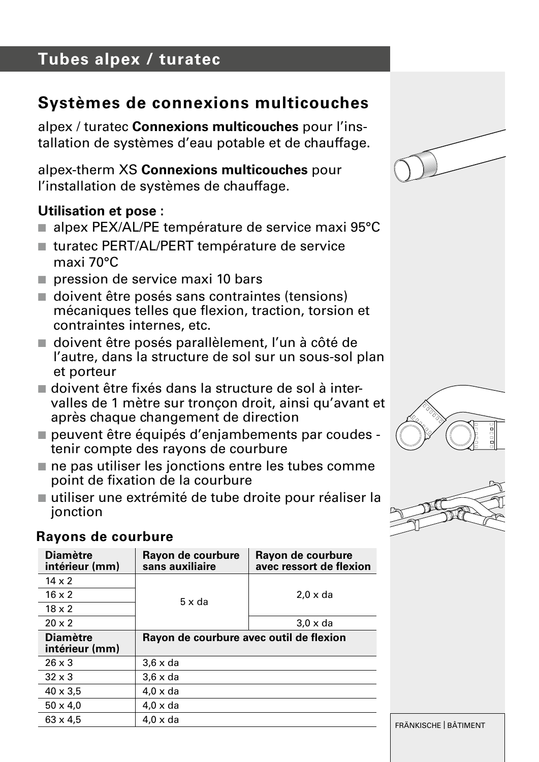# Tubes alpex / turatec

## Systèmes de connexions multicouches

alpex / turatec **Connexions multicouches** pour l'installation de systèmes d'eau potable et de chauffage.

alpex-therm XS **Connexions multicouches** pour l'installation de systèmes de chauffage.

**Utilisation et pose :**

- alpex PEX/AL/PE température de service maxi 95°C
- turatec PERT/AL/PERT température de service maxi 70°C
- pression de service maxi 10 bars
- doivent être posés sans contraintes (tensions) mécaniques telles que flexion, traction, torsion et contraintes internes, etc.
- doivent être posés parallèlement, l'un à côté de l'autre, dans la structure de sol sur un sous-sol plan et porteur
- doivent être fixés dans la structure de sol à intervalles de 1 mètre sur tronçon droit, ainsi qu'avant et après chaque changement de direction
- peuvent être équipés d'enjambements par coudes - tenir compte des rayons de courbure
- ne pas utiliser les jonctions entre les tubes comme point de fixation de la courbure
- utiliser une extrémité de tube droite pour réaliser la jonction

### Rayons de courbure

| Diamètre intérieur (mm) | Rayon de courbure sans auxiliaire | Rayon de courbure avec ressort de flexion |
|---|---|---|
| 14 x 2 | 5 x da | 2,0 x da |
| 16 x 2 | | |
| 18 x 2 | | |
| 20 x 2 | | 3,0 x da |
| **Diamètre intérieur (mm)** | **Rayon de courbure avec outil de flexion** | |
| 26 x 3 | 3,6 x da | |
| 32 x 3 | 3,6 x da | |
| 40 x 3,5 | 4,0 x da | |
| 50 x 4,0 | 4,0 x da | |
| 63 x 4,5 | 4,0 x da | |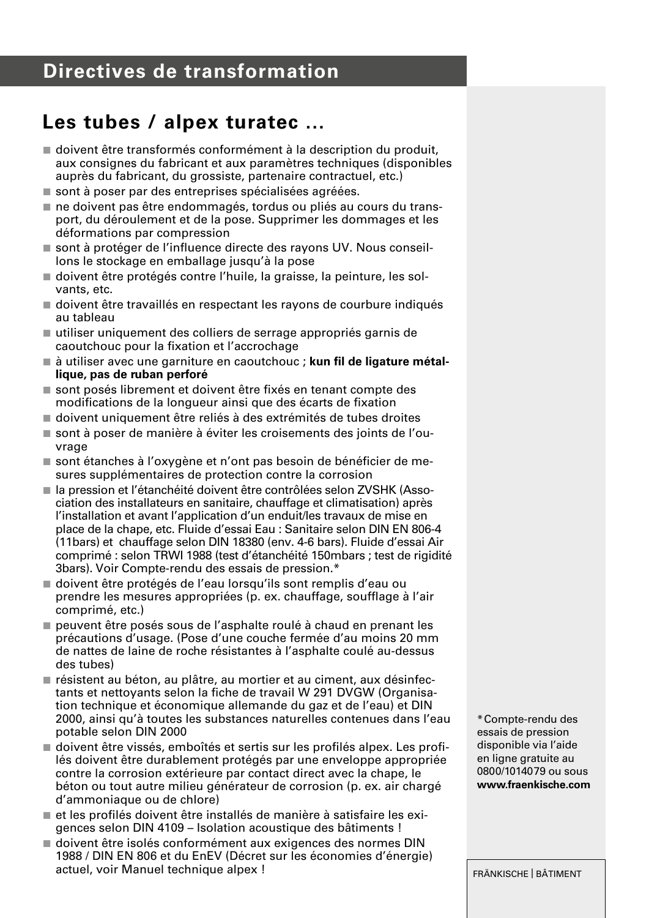# Directives de transformation

## Les tubes / alpex turatec ...

- doivent être transformés conformément à la description du produit, aux consignes du fabricant et aux paramètres techniques (disponibles auprès du fabricant, du grossiste, partenaire contractuel, etc.)
- sont à poser par des entreprises spécialisées agréées.
- ne doivent pas être endommagés, tordus ou pliés au cours du transport, du déroulement et de la pose. Supprimer les dommages et les déformations par compression
- sont à protéger de l'influence directe des rayons UV. Nous conseillons le stockage en emballage jusqu'à la pose
- doivent être protégés contre l'huile, la graisse, la peinture, les solvants, etc.
- doivent être travaillés en respectant les rayons de courbure indiqués au tableau
- utiliser uniquement des colliers de serrage appropriés garnis de caoutchouc pour la fixation et l'accrochage
- à utiliser avec une garniture en caoutchouc ; **kun fil de ligature métallique, pas de ruban perforé**
- sont posés librement et doivent être fixés en tenant compte des modifications de la longueur ainsi que des écarts de fixation
- doivent uniquement être reliés à des extrémités de tubes droites
- sont à poser de manière à éviter les croisements des joints de l'ouvrage
- sont étanches à l'oxygène et n'ont pas besoin de bénéficier de mesures supplémentaires de protection contre la corrosion
- la pression et l'étanchéité doivent être contrôlées selon ZVSHK (Association des installateurs en sanitaire, chauffage et climatisation) après l'installation et avant l'application d'un enduit/les travaux de mise en place de la chape, etc. Fluide d'essai Eau : Sanitaire selon DIN EN 806-4 (11bars) et chauffage selon DIN 18380 (env. 4-6 bars). Fluide d'essai Air comprimé : selon TRWI 1988 (test d'étanchéité 150mbars ; test de rigidité 3bars). Voir Compte-rendu des essais de pression.*
- doivent être protégés de l'eau lorsqu'ils sont remplis d'eau ou prendre les mesures appropriées (p. ex. chauffage, soufflage à l'air comprimé, etc.)
- peuvent être posés sous de l'asphalte roulé à chaud en prenant les précautions d'usage. (Pose d'une couche fermée d'au moins 20 mm de nattes de laine de roche résistantes à l'asphalte coulé au-dessus des tubes)
- résistent au béton, au plâtre, au mortier et au ciment, aux désinfectants et nettoyants selon la fiche de travail W 291 DVGW (Organisation technique et économique allemande du gaz et de l'eau) et DIN 2000, ainsi qu'à toutes les substances naturelles contenues dans l'eau potable selon DIN 2000
- doivent être vissés, emboîtés et sertis sur les profilés alpex. Les profilés doivent être durablement protégés par une enveloppe appropriée contre la corrosion extérieure par contact direct avec la chape, le béton ou tout autre milieu générateur de corrosion (p. ex. air chargé d'ammoniaque ou de chlore)
- et les profilés doivent être installés de manière à satisfaire les exigences selon DIN 4109 – Isolation acoustique des bâtiments !
- doivent être isolés conformément aux exigences des normes DIN 1988 / DIN EN 806 et du EnEV (Décret sur les économies d'énergie) actuel, voir Manuel technique alpex !

*Compte-rendu des essais de pression disponible via l'aide en ligne gratuite au 0800/1014079 ou sous **www.fraenkische.com**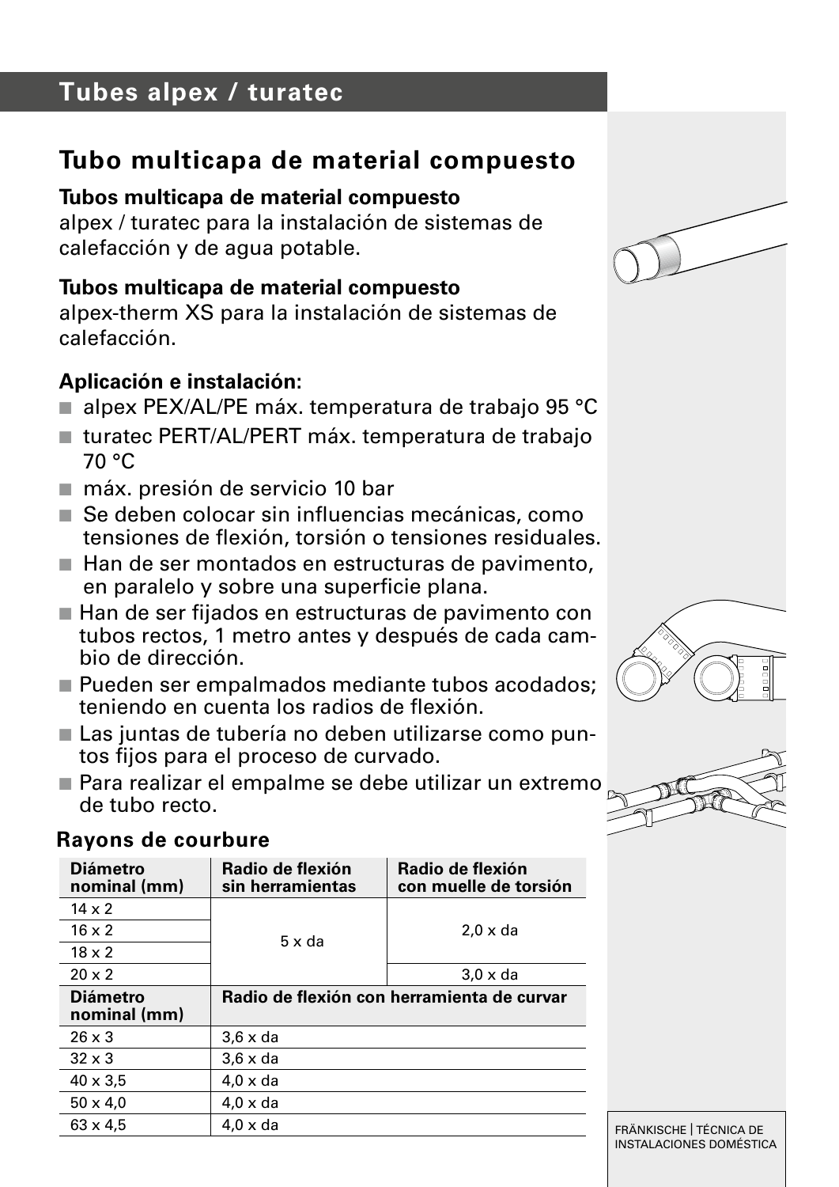# Tubes alpex / turatec

## Tubo multicapa de material compuesto

**Tubos multicapa de material compuesto**
alpex / turatec para la instalación de sistemas de calefacción y de agua potable.

**Tubos multicapa de material compuesto**
alpex-therm XS para la instalación de sistemas de calefacción.

**Aplicación e instalación:**

- alpex PEX/AL/PE máx. temperatura de trabajo 95 °C
- turatec PERT/AL/PERT máx. temperatura de trabajo 70 °C
- máx. presión de servicio 10 bar
- Se deben colocar sin influencias mecánicas, como tensiones de flexión, torsión o tensiones residuales.
- Han de ser montados en estructuras de pavimento, en paralelo y sobre una superficie plana.
- Han de ser fijados en estructuras de pavimento con tubos rectos, 1 metro antes y después de cada cambio de dirección.
- Pueden ser empalmados mediante tubos acodados; teniendo en cuenta los radios de flexión.
- Las juntas de tubería no deben utilizarse como puntos fijos para el proceso de curvado.
- Para realizar el empalme se debe utilizar un extremo de tubo recto.

### Rayons de courbure

| Diámetro nominal (mm) | Radio de flexión sin herramientas | Radio de flexión con muelle de torsión |
|---|---|---|
| 14 x 2 | 5 x da | 2,0 x da |
| 16 x 2 | 5 x da | 2,0 x da |
| 18 x 2 | 5 x da | 2,0 x da |
| 20 x 2 | 5 x da | 3,0 x da |

| Diámetro nominal (mm) | Radio de flexión con herramienta de curvar |
|---|---|
| 26 x 3 | 3,6 x da |
| 32 x 3 | 3,6 x da |
| 40 x 3,5 | 4,0 x da |
| 50 x 4,0 | 4,0 x da |
| 63 x 4,5 | 4,0 x da |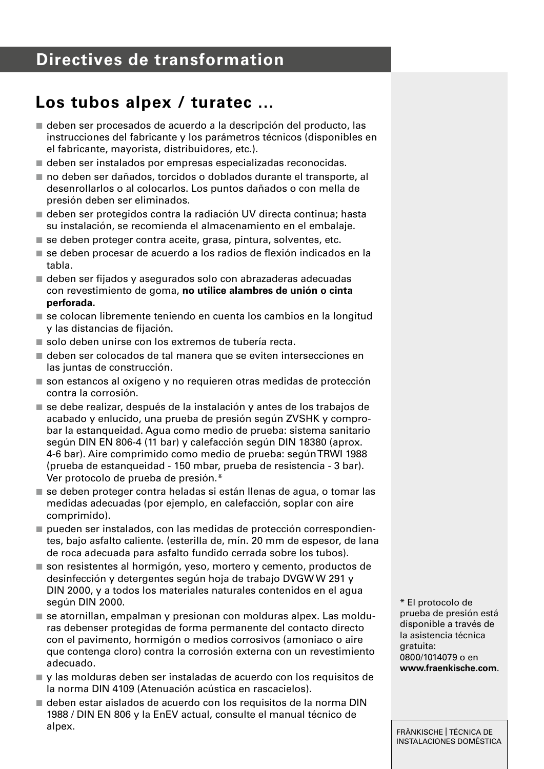# Directives de transformation

## Los tubos alpex / turatec ...

- deben ser procesados de acuerdo a la descripción del producto, las instrucciones del fabricante y los parámetros técnicos (disponibles en el fabricante, mayorista, distribuidores, etc.).
- deben ser instalados por empresas especializadas reconocidas.
- no deben ser dañados, torcidos o doblados durante el transporte, al desenrollarlos o al colocarlos. Los puntos dañados o con mella de presión deben ser eliminados.
- deben ser protegidos contra la radiación UV directa continua; hasta su instalación, se recomienda el almacenamiento en el embalaje.
- se deben proteger contra aceite, grasa, pintura, solventes, etc.
- se deben procesar de acuerdo a los radios de flexión indicados en la tabla.
- deben ser fijados y asegurados solo con abrazaderas adecuadas con revestimiento de goma, **no utilice alambres de unión o cinta perforada.**
- se colocan libremente teniendo en cuenta los cambios en la longitud y las distancias de fijación.
- solo deben unirse con los extremos de tubería recta.
- deben ser colocados de tal manera que se eviten intersecciones en las juntas de construcción.
- son estancos al oxígeno y no requieren otras medidas de protección contra la corrosión.
- se debe realizar, después de la instalación y antes de los trabajos de acabado y enlucido, una prueba de presión según ZVSHK y comprobar la estanqueidad. Agua como medio de prueba: sistema sanitario según DIN EN 806-4 (11 bar) y calefacción según DIN 18380 (aprox. 4-6 bar). Aire comprimido como medio de prueba: según TRWI 1988 (prueba de estanqueidad - 150 mbar, prueba de resistencia - 3 bar). Ver protocolo de prueba de presión.*
- se deben proteger contra heladas si están llenas de agua, o tomar las medidas adecuadas (por ejemplo, en calefacción, soplar con aire comprimido).
- pueden ser instalados, con las medidas de protección correspondientes, bajo asfalto caliente. (esterilla de, mín. 20 mm de espesor, de lana de roca adecuada para asfalto fundido cerrada sobre los tubos).
- son resistentes al hormigón, yeso, mortero y cemento, productos de desinfección y detergentes según hoja de trabajo DVGW W 291 y DIN 2000, y a todos los materiales naturales contenidos en el agua según DIN 2000.
- se atornillan, empalman y presionan con molduras alpex. Las molduras debenser protegidas de forma permanente del contacto directo con el pavimento, hormigón o medios corrosivos (amoniaco o aire que contenga cloro) contra la corrosión externa con un revestimiento adecuado.
- y las molduras deben ser instaladas de acuerdo con los requisitos de la norma DIN 4109 (Atenuación acústica en rascacielos).
- deben estar aislados de acuerdo con los requisitos de la norma DIN 1988 / DIN EN 806 y la EnEV actual, consulte el manual técnico de alpex.

\* El protocolo de prueba de presión está disponible a través de la asistencia técnica gratuita: 0800/1014079 o en **www.fraenkische.com**.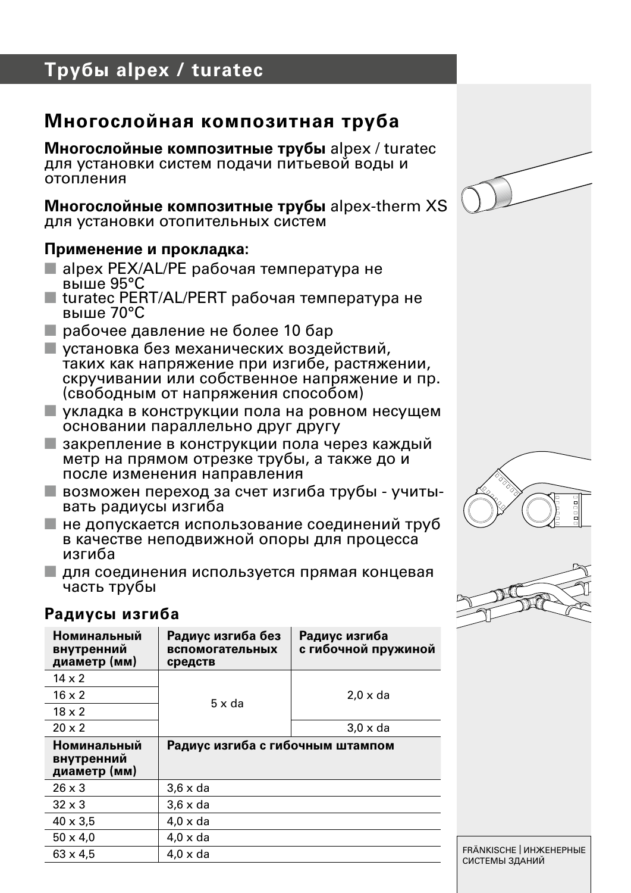# Трубы alpex / turatec

## Многослойная композитная труба

**Многослойные композитные трубы** alpex / turatec для установки систем подачи питьевой воды и отопления

**Многослойные композитные трубы** alpex-therm XS для установки отопительных систем

### Применение и прокладка:

- alpex PEX/AL/PE рабочая температура не выше 95°C
- turatec PERT/AL/PERT рабочая температура не выше 70°C
- рабочее давление не более 10 бар
- установка без механических воздействий, таких как напряжение при изгибе, растяжении, скручивании или собственное напряжение и пр. (свободным от напряжения способом)
- укладка в конструкции пола на ровном несущем основании параллельно друг другу
- закрепление в конструкции пола через каждый метр на прямом отрезке трубы, а также до и после изменения направления
- возможен переход за счет изгиба трубы - учитывать радиусы изгиба
- не допускается использование соединений труб в качестве неподвижной опоры для процесса изгиба
- для соединения используется прямая концевая часть трубы

### Радиусы изгиба

| Номинальный внутренний диаметр (мм) | Радиус изгиба без вспомогательных средств | Радиус изгиба с гибочной пружиной |
|---|---|---|
| 14 x 2 | 5 x da | 2,0 x da |
| 16 x 2 | 5 x da | 2,0 x da |
| 18 x 2 | 5 x da | 2,0 x da |
| 20 x 2 | 5 x da | 3,0 x da |

| Номинальный внутренний диаметр (мм) | Радиус изгиба с гибочным штампом |
|---|---|
| 26 x 3 | 3,6 x da |
| 32 x 3 | 3,6 x da |
| 40 x 3,5 | 4,0 x da |
| 50 x 4,0 | 4,0 x da |
| 63 x 4,5 | 4,0 x da |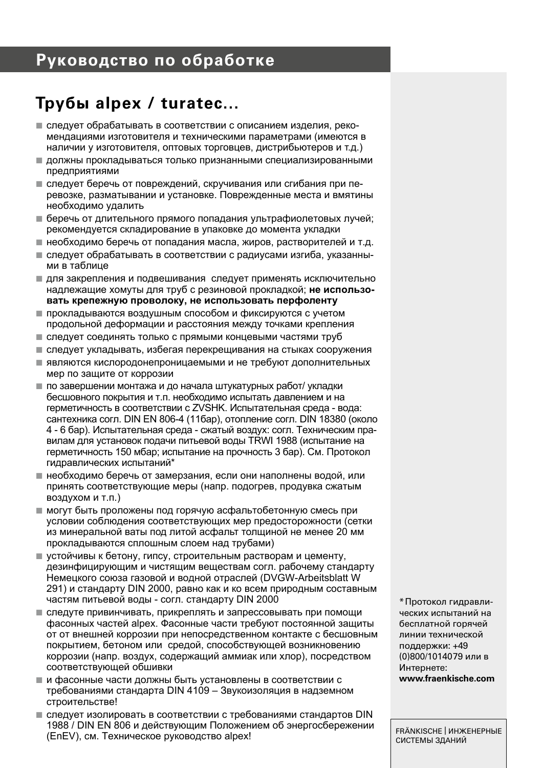# Руководство по обработке

## Трубы alpex / turatec...

- следует обрабатывать в соответствии с описанием изделия, рекомендациями изготовителя и техническими параметрами (имеются в наличии у изготовителя, оптовых торговцев, дистрибьютеров и т.д.)
- должны прокладываться только признанными специализированными предприятиями
- следует беречь от повреждений, скручивания или сгибания при перевозке, разматывании и установке. Поврежденные места и вмятины необходимо удалить
- беречь от длительного прямого попадания ультрафиолетовых лучей; рекомендуется складирование в упаковке до момента укладки
- необходимо беречь от попадания масла, жиров, растворителей и т.д.
- следует обрабатывать в соответствии с радиусами изгиба, указанными в таблице
- для закрепления и подвешивания следует применять исключительно надлежащие хомуты для труб с резиновой прокладкой; **не использовать крепежную проволоку, не использовать перфоленту**
- прокладываются воздушным способом и фиксируются с учетом продольной деформации и расстояния между точками крепления
- следует соединять только с прямыми концевыми частями труб
- следует укладывать, избегая перекрещивания на стыках сооружения
- являются кислородонепроницаемыми и не требуют дополнительных мер по защите от коррозии
- по завершении монтажа и до начала штукатурных работ/ укладки бесшовного покрытия и т.п. необходимо испытать давлением и на герметичность в соответствии с ZVSHK. Испытательная среда - вода: сантехника согл. DIN EN 806-4 (11бар), отопление согл. DIN 18380 (около 4 - 6 бар). Испытательная среда - сжатый воздух: согл. Техническим правилам для установок подачи питьевой воды TRWI 1988 (испытание на герметичность 150 мбар; испытание на прочность 3 бар). См. Протокол гидравлических испытаний*
- необходимо беречь от замерзания, если они наполнены водой, или принять соответствующие меры (напр. подогрев, продувка сжатым воздухом и т.п.)
- могут быть проложены под горячую асфальтобетонную смесь при условии соблюдения соответствующих мер предосторожности (сетки из минеральной ваты под литой асфальт толщиной не менее 20 мм прокладываются сплошным слоем над трубами)
- устойчивы к бетону, гипсу, строительным растворам и цементу, дезинфицирующим и чистящим веществам согл. рабочему стандарту Немецкого союза газовой и водной отраслей (DVGW-Arbeitsblatt W 291) и стандарту DIN 2000, равно как и ко всем природным составным частям питьевой воды - согл. стандарту DIN 2000
- следуте привинчивать, прикреплять и запрессовывать при помощи фасонных частей alpex. Фасонные части требуют постоянной защиты от от внешней коррозии при непосредственном контакте с бесшовным покрытием, бетоном или средой, способствующей возникновению коррозии (напр. воздух, содержащий аммиак или хлор), посредством соответствующей обшивки
- и фасонные части должны быть установлены в соответствии с требованиями стандарта DIN 4109 – Звукоизоляция в надземном строительстве!
- следует изолировать в соответствии с требованиями стандартов DIN 1988 / DIN EN 806 и действующим Положением об энергосбережении (EnEV), см. Техническое руководство alpex!

*Протокол гидравлических испытаний на бесплатной горячей линии технической поддержки: +49 (0)800/1014079 или в Интернете: **www.fraenkische.com**

FRÄNKISCHE | ИНЖЕНЕРНЫЕ СИСТЕМЫ ЗДАНИЙ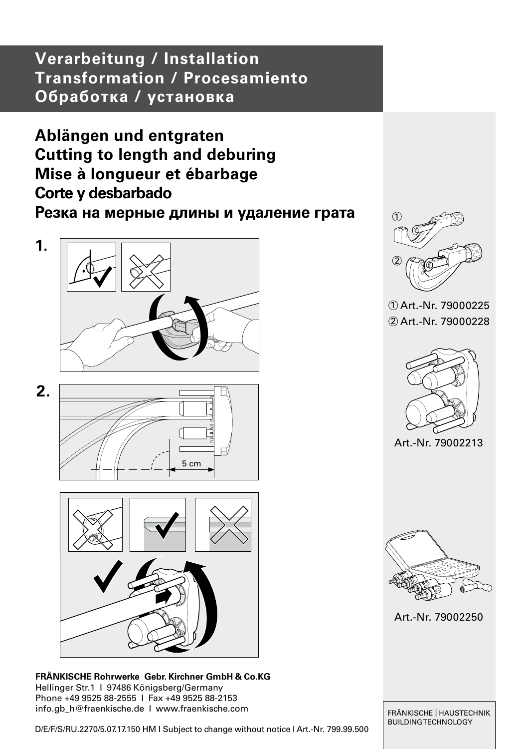# Verarbeitung / Installation
# Transformation / Procesamiento
# Обработка / установка

## Ablängen und entgraten
## Cutting to length and deburing
## Mise à longueur et ébarbage
## Corte y desbarbado
## Резка на мерные длины и удаление грата

**1.**

**2.**

5 cm

① Art.-Nr. 79000225
② Art.-Nr. 79000228

Art.-Nr. 79002213

Art.-Nr. 79002250

**FRÄNKISCHE Rohrwerke Gebr. Kirchner GmbH & Co.KG**
Hellinger Str.1 I 97486 Königsberg/Germany
Phone +49 9525 88-2555 I Fax +49 9525 88-2153
info.gb_h@fraenkische.de I www.fraenkische.com

D/E/F/S/RU.2270/5.07.17.150 HM I Subject to change without notice I Art.-Nr. 799.99.500

FRÄNKISCHE | HAUSTECHNIK
BUILDING TECHNOLOGY